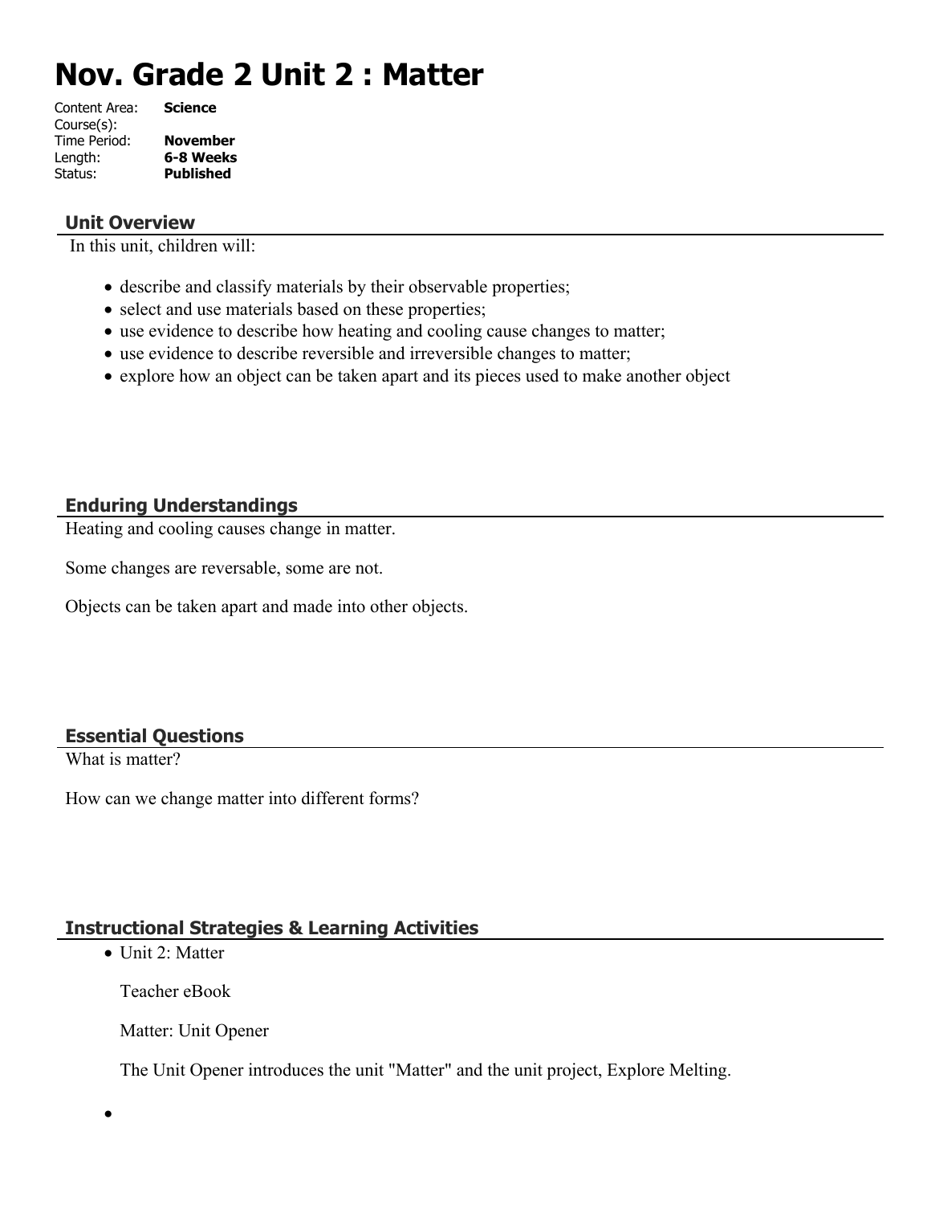# Nov. Grade 2 Unit 2 : Matter

Content Area: **Science**
Course(s):
Time Period: **November**
Length: **6-8 Weeks**
Status: **Published**

## Unit Overview

In this unit, children will:

- describe and classify materials by their observable properties;
- select and use materials based on these properties;
- use evidence to describe how heating and cooling cause changes to matter;
- use evidence to describe reversible and irreversible changes to matter;
- explore how an object can be taken apart and its pieces used to make another object

## Enduring Understandings

Heating and cooling causes change in matter.

Some changes are reversable, some are not.

Objects can be taken apart and made into other objects.

## Essential Questions

What is matter?

How can we change matter into different forms?

## Instructional Strategies & Learning Activities

- Unit 2: Matter

  Teacher eBook

  Matter: Unit Opener

  The Unit Opener introduces the unit "Matter" and the unit project, Explore Melting.

-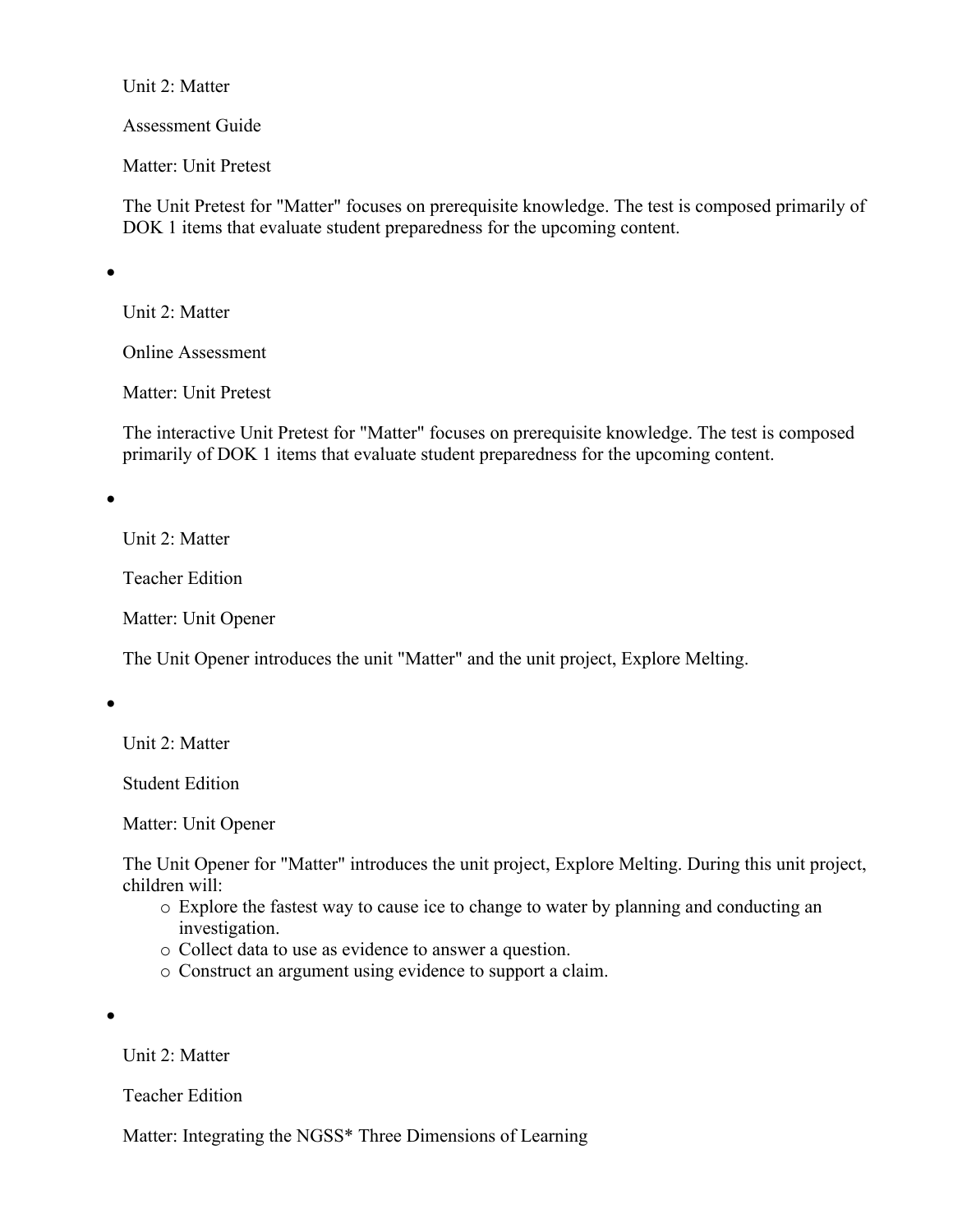Unit 2: Matter

Assessment Guide

Matter: Unit Pretest

The Unit Pretest for "Matter" focuses on prerequisite knowledge. The test is composed primarily of DOK 1 items that evaluate student preparedness for the upcoming content.

- Unit 2: Matter

  Online Assessment

  Matter: Unit Pretest

  The interactive Unit Pretest for "Matter" focuses on prerequisite knowledge. The test is composed primarily of DOK 1 items that evaluate student preparedness for the upcoming content.

- Unit 2: Matter

  Teacher Edition

  Matter: Unit Opener

  The Unit Opener introduces the unit "Matter" and the unit project, Explore Melting.

- Unit 2: Matter

  Student Edition

  Matter: Unit Opener

  The Unit Opener for "Matter" introduces the unit project, Explore Melting. During this unit project, children will:
  - Explore the fastest way to cause ice to change to water by planning and conducting an investigation.
  - Collect data to use as evidence to answer a question.
  - Construct an argument using evidence to support a claim.

- Unit 2: Matter

  Teacher Edition

  Matter: Integrating the NGSS* Three Dimensions of Learning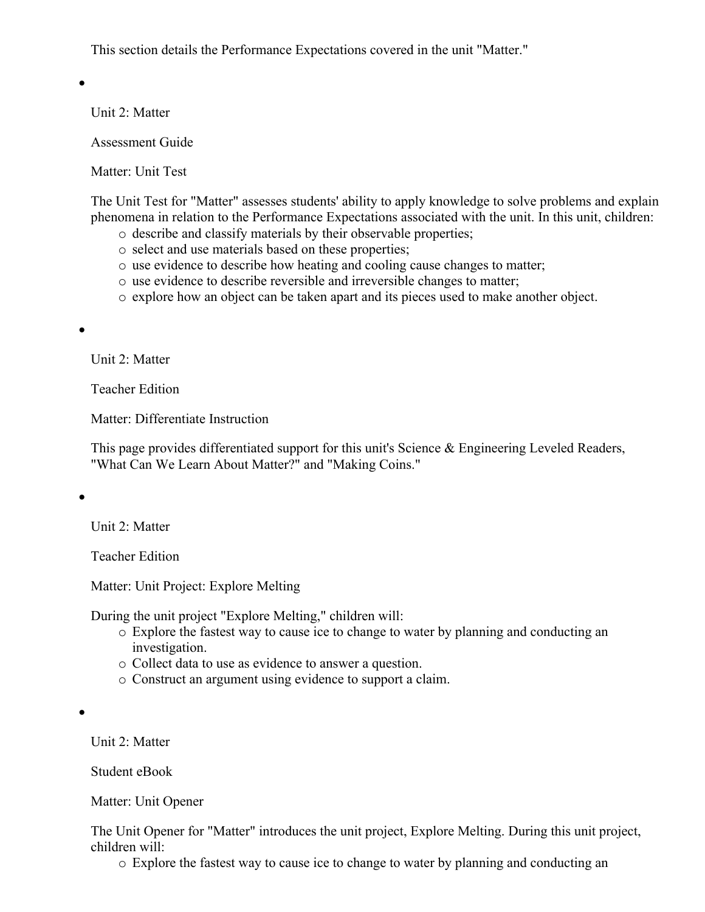This section details the Performance Expectations covered in the unit "Matter."

- Unit 2: Matter

  Assessment Guide

  Matter: Unit Test

  The Unit Test for "Matter" assesses students' ability to apply knowledge to solve problems and explain phenomena in relation to the Performance Expectations associated with the unit. In this unit, children:
    - describe and classify materials by their observable properties;
    - select and use materials based on these properties;
    - use evidence to describe how heating and cooling cause changes to matter;
    - use evidence to describe reversible and irreversible changes to matter;
    - explore how an object can be taken apart and its pieces used to make another object.

- Unit 2: Matter

  Teacher Edition

  Matter: Differentiate Instruction

  This page provides differentiated support for this unit's Science & Engineering Leveled Readers, "What Can We Learn About Matter?" and "Making Coins."

- Unit 2: Matter

  Teacher Edition

  Matter: Unit Project: Explore Melting

  During the unit project "Explore Melting," children will:
    - Explore the fastest way to cause ice to change to water by planning and conducting an investigation.
    - Collect data to use as evidence to answer a question.
    - Construct an argument using evidence to support a claim.

- Unit 2: Matter

  Student eBook

  Matter: Unit Opener

  The Unit Opener for "Matter" introduces the unit project, Explore Melting. During this unit project, children will:
    - Explore the fastest way to cause ice to change to water by planning and conducting an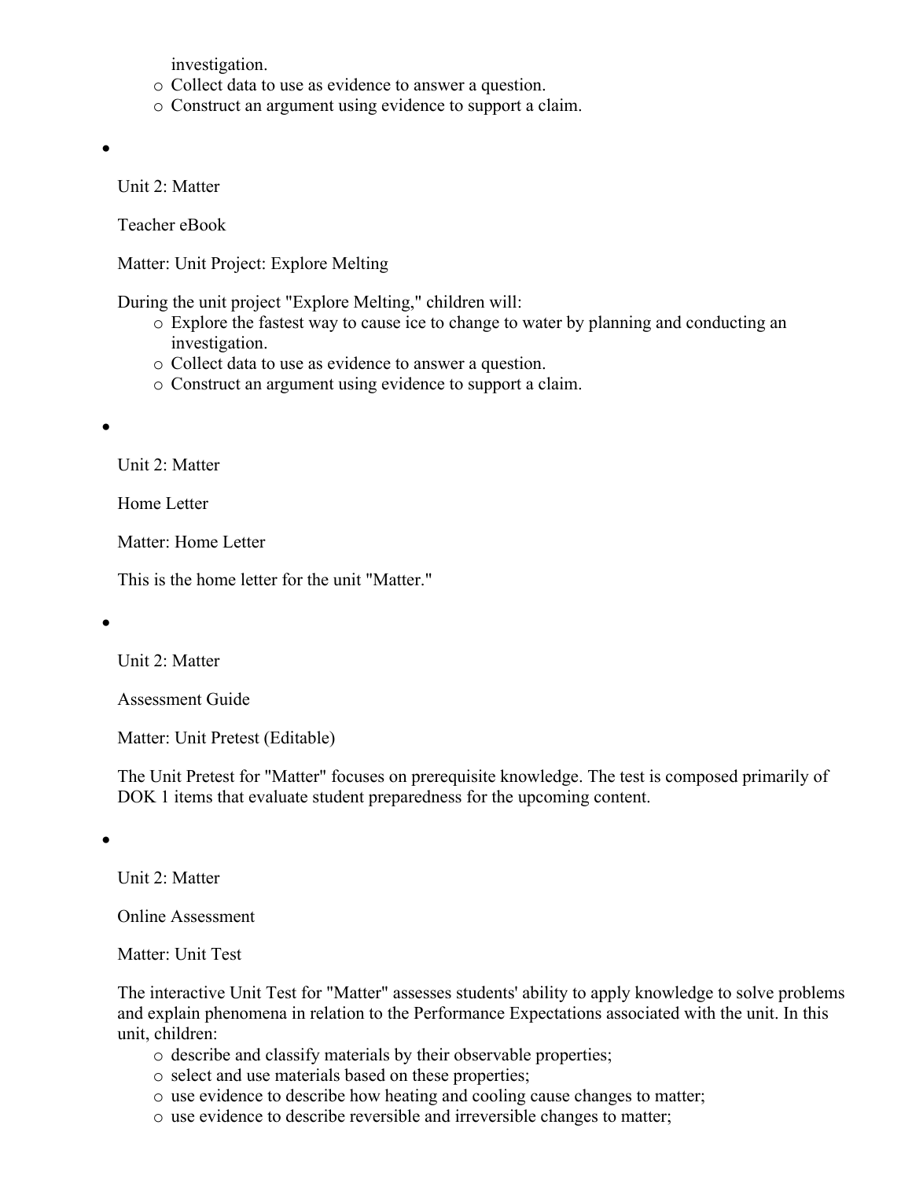investigation.
  - Collect data to use as evidence to answer a question.
  - Construct an argument using evidence to support a claim.

- Unit 2: Matter

  Teacher eBook

  Matter: Unit Project: Explore Melting

  During the unit project "Explore Melting," children will:
  - Explore the fastest way to cause ice to change to water by planning and conducting an investigation.
  - Collect data to use as evidence to answer a question.
  - Construct an argument using evidence to support a claim.

- Unit 2: Matter

  Home Letter

  Matter: Home Letter

  This is the home letter for the unit "Matter."

- Unit 2: Matter

  Assessment Guide

  Matter: Unit Pretest (Editable)

  The Unit Pretest for "Matter" focuses on prerequisite knowledge. The test is composed primarily of DOK 1 items that evaluate student preparedness for the upcoming content.

- Unit 2: Matter

  Online Assessment

  Matter: Unit Test

  The interactive Unit Test for "Matter" assesses students' ability to apply knowledge to solve problems and explain phenomena in relation to the Performance Expectations associated with the unit. In this unit, children:
  - describe and classify materials by their observable properties;
  - select and use materials based on these properties;
  - use evidence to describe how heating and cooling cause changes to matter;
  - use evidence to describe reversible and irreversible changes to matter;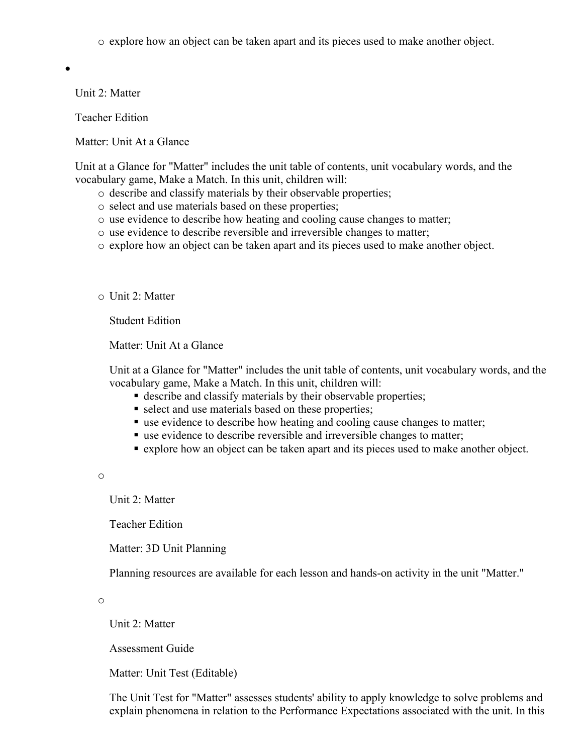- explore how an object can be taken apart and its pieces used to make another object.

- Unit 2: Matter

  Teacher Edition

  Matter: Unit At a Glance

  Unit at a Glance for "Matter" includes the unit table of contents, unit vocabulary words, and the vocabulary game, Make a Match. In this unit, children will:
   - describe and classify materials by their observable properties;
   - select and use materials based on these properties;
   - use evidence to describe how heating and cooling cause changes to matter;
   - use evidence to describe reversible and irreversible changes to matter;
   - explore how an object can be taken apart and its pieces used to make another object.

   - Unit 2: Matter

     Student Edition

     Matter: Unit At a Glance

     Unit at a Glance for "Matter" includes the unit table of contents, unit vocabulary words, and the vocabulary game, Make a Match. In this unit, children will:
      - describe and classify materials by their observable properties;
      - select and use materials based on these properties;
      - use evidence to describe how heating and cooling cause changes to matter;
      - use evidence to describe reversible and irreversible changes to matter;
      - explore how an object can be taken apart and its pieces used to make another object.

   - Unit 2: Matter

     Teacher Edition

     Matter: 3D Unit Planning

     Planning resources are available for each lesson and hands-on activity in the unit "Matter."

   - Unit 2: Matter

     Assessment Guide

     Matter: Unit Test (Editable)

     The Unit Test for "Matter" assesses students' ability to apply knowledge to solve problems and explain phenomena in relation to the Performance Expectations associated with the unit. In this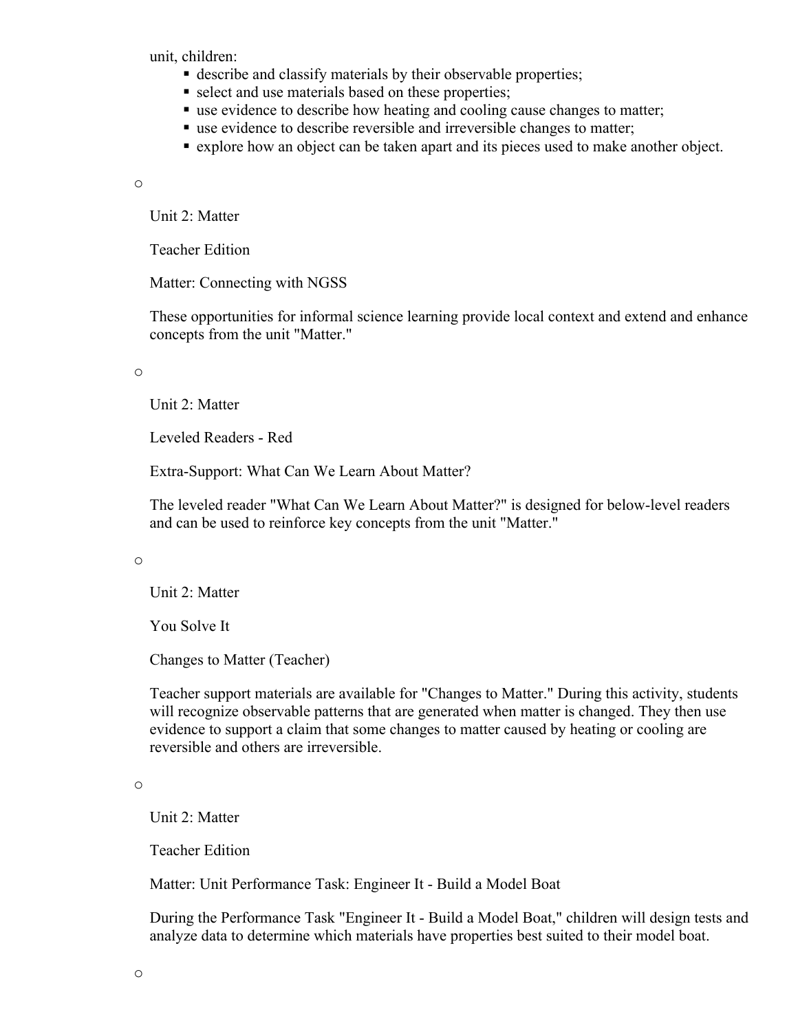unit, children:

- describe and classify materials by their observable properties;
- select and use materials based on these properties;
- use evidence to describe how heating and cooling cause changes to matter;
- use evidence to describe reversible and irreversible changes to matter;
- explore how an object can be taken apart and its pieces used to make another object.

- Unit 2: Matter

  Teacher Edition

  Matter: Connecting with NGSS

  These opportunities for informal science learning provide local context and extend and enhance concepts from the unit "Matter."

- Unit 2: Matter

  Leveled Readers - Red

  Extra-Support: What Can We Learn About Matter?

  The leveled reader "What Can We Learn About Matter?" is designed for below-level readers and can be used to reinforce key concepts from the unit "Matter."

- Unit 2: Matter

  You Solve It

  Changes to Matter (Teacher)

  Teacher support materials are available for "Changes to Matter." During this activity, students will recognize observable patterns that are generated when matter is changed. They then use evidence to support a claim that some changes to matter caused by heating or cooling are reversible and others are irreversible.

- Unit 2: Matter

  Teacher Edition

  Matter: Unit Performance Task: Engineer It - Build a Model Boat

  During the Performance Task "Engineer It - Build a Model Boat," children will design tests and analyze data to determine which materials have properties best suited to their model boat.

-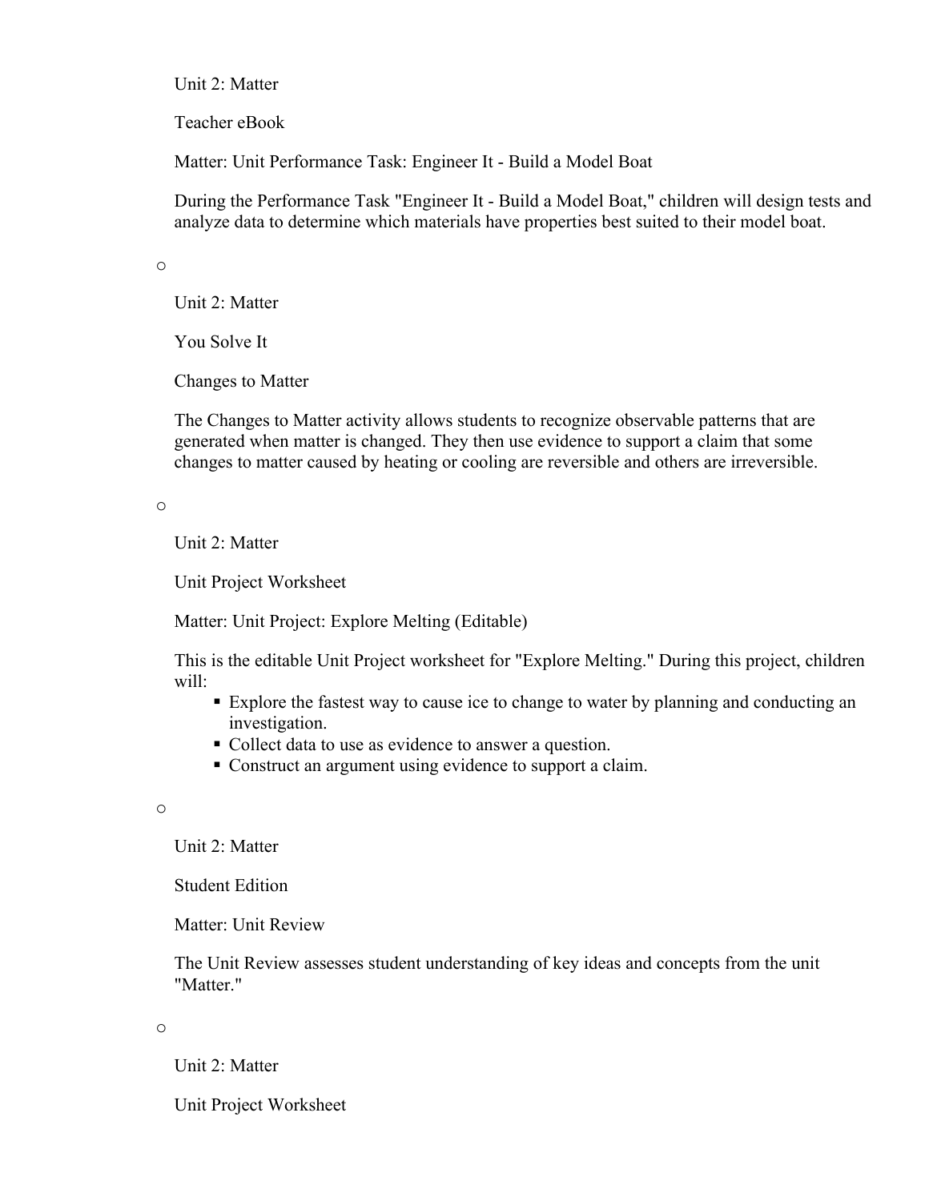Unit 2: Matter

Teacher eBook

Matter: Unit Performance Task: Engineer It - Build a Model Boat

During the Performance Task "Engineer It - Build a Model Boat," children will design tests and analyze data to determine which materials have properties best suited to their model boat.

- Unit 2: Matter

  You Solve It

  Changes to Matter

  The Changes to Matter activity allows students to recognize observable patterns that are generated when matter is changed. They then use evidence to support a claim that some changes to matter caused by heating or cooling are reversible and others are irreversible.

- Unit 2: Matter

  Unit Project Worksheet

  Matter: Unit Project: Explore Melting (Editable)

  This is the editable Unit Project worksheet for "Explore Melting." During this project, children will:
    - Explore the fastest way to cause ice to change to water by planning and conducting an investigation.
    - Collect data to use as evidence to answer a question.
    - Construct an argument using evidence to support a claim.

- Unit 2: Matter

  Student Edition

  Matter: Unit Review

  The Unit Review assesses student understanding of key ideas and concepts from the unit "Matter."

- Unit 2: Matter

  Unit Project Worksheet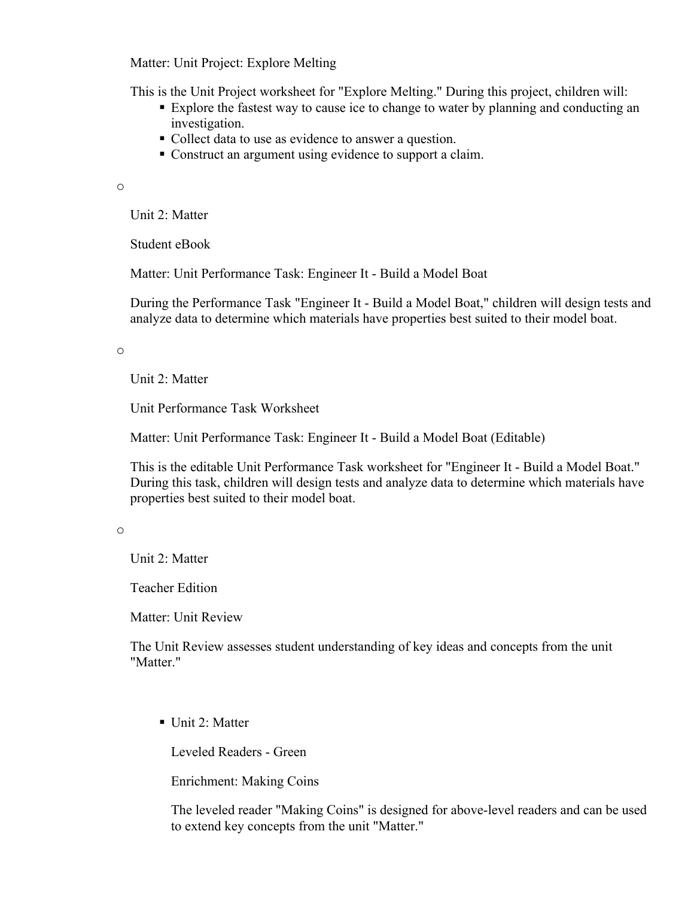Matter: Unit Project: Explore Melting

This is the Unit Project worksheet for "Explore Melting." During this project, children will:

- Explore the fastest way to cause ice to change to water by planning and conducting an investigation.
- Collect data to use as evidence to answer a question.
- Construct an argument using evidence to support a claim.

o

Unit 2: Matter

Student eBook

Matter: Unit Performance Task: Engineer It - Build a Model Boat

During the Performance Task "Engineer It - Build a Model Boat," children will design tests and analyze data to determine which materials have properties best suited to their model boat.

o

Unit 2: Matter

Unit Performance Task Worksheet

Matter: Unit Performance Task: Engineer It - Build a Model Boat (Editable)

This is the editable Unit Performance Task worksheet for "Engineer It - Build a Model Boat." During this task, children will design tests and analyze data to determine which materials have properties best suited to their model boat.

o

Unit 2: Matter

Teacher Edition

Matter: Unit Review

The Unit Review assesses student understanding of key ideas and concepts from the unit "Matter."

- Unit 2: Matter

  Leveled Readers - Green

  Enrichment: Making Coins

  The leveled reader "Making Coins" is designed for above-level readers and can be used to extend key concepts from the unit "Matter."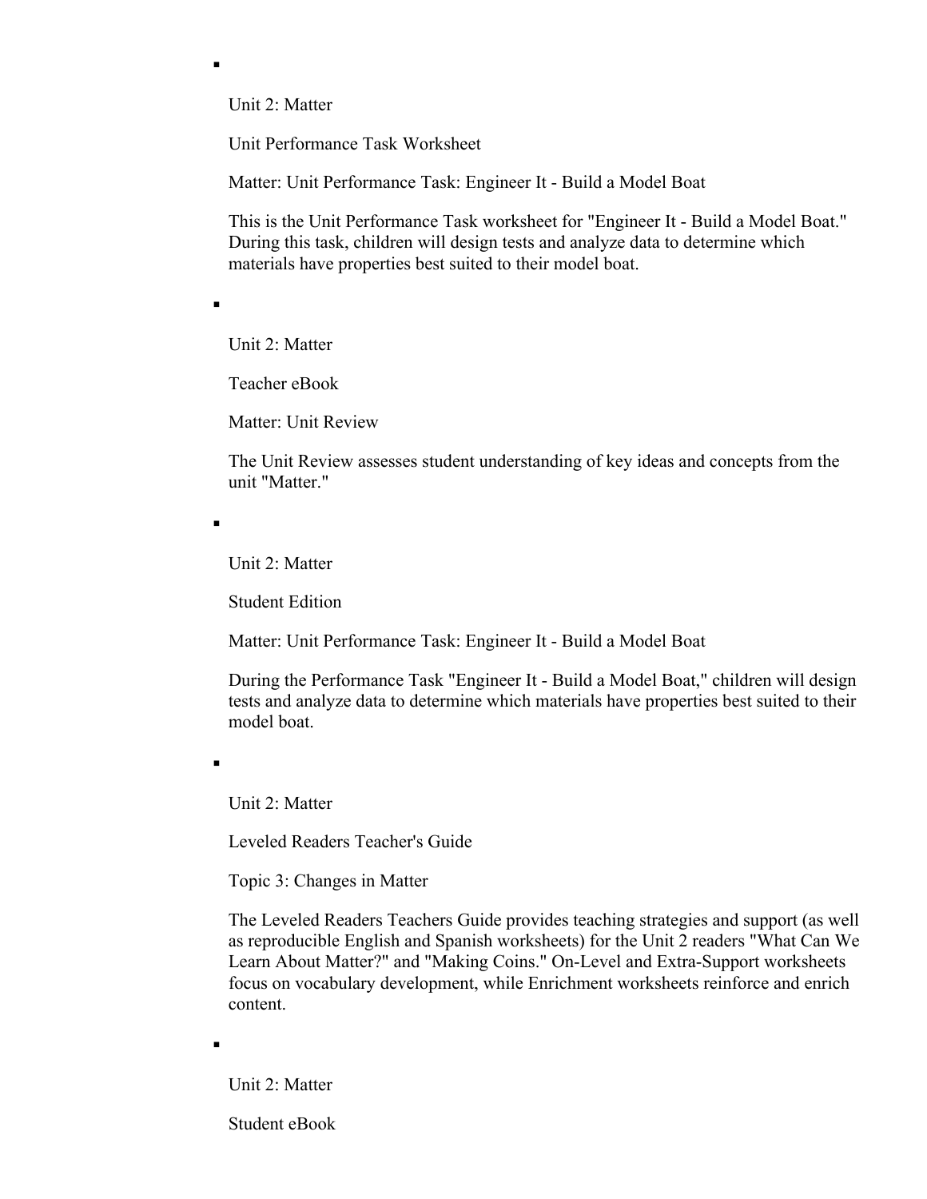- Unit 2: Matter

  Unit Performance Task Worksheet

  Matter: Unit Performance Task: Engineer It - Build a Model Boat

  This is the Unit Performance Task worksheet for "Engineer It - Build a Model Boat." During this task, children will design tests and analyze data to determine which materials have properties best suited to their model boat.

- Unit 2: Matter

  Teacher eBook

  Matter: Unit Review

  The Unit Review assesses student understanding of key ideas and concepts from the unit "Matter."

- Unit 2: Matter

  Student Edition

  Matter: Unit Performance Task: Engineer It - Build a Model Boat

  During the Performance Task "Engineer It - Build a Model Boat," children will design tests and analyze data to determine which materials have properties best suited to their model boat.

- Unit 2: Matter

  Leveled Readers Teacher's Guide

  Topic 3: Changes in Matter

  The Leveled Readers Teachers Guide provides teaching strategies and support (as well as reproducible English and Spanish worksheets) for the Unit 2 readers "What Can We Learn About Matter?" and "Making Coins." On-Level and Extra-Support worksheets focus on vocabulary development, while Enrichment worksheets reinforce and enrich content.

- Unit 2: Matter

  Student eBook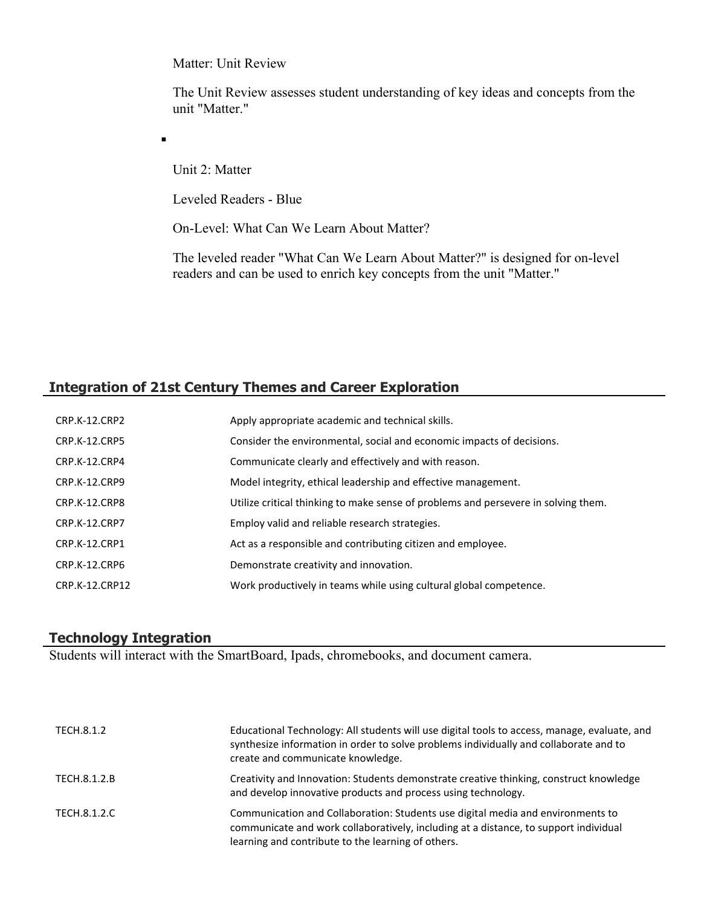Matter: Unit Review

The Unit Review assesses student understanding of key ideas and concepts from the unit "Matter."

- Unit 2: Matter

  Leveled Readers - Blue

  On-Level: What Can We Learn About Matter?

  The leveled reader "What Can We Learn About Matter?" is designed for on-level readers and can be used to enrich key concepts from the unit "Matter."

## Integration of 21st Century Themes and Career Exploration

| | |
|---|---|
| CRP.K-12.CRP2 | Apply appropriate academic and technical skills. |
| CRP.K-12.CRP5 | Consider the environmental, social and economic impacts of decisions. |
| CRP.K-12.CRP4 | Communicate clearly and effectively and with reason. |
| CRP.K-12.CRP9 | Model integrity, ethical leadership and effective management. |
| CRP.K-12.CRP8 | Utilize critical thinking to make sense of problems and persevere in solving them. |
| CRP.K-12.CRP7 | Employ valid and reliable research strategies. |
| CRP.K-12.CRP1 | Act as a responsible and contributing citizen and employee. |
| CRP.K-12.CRP6 | Demonstrate creativity and innovation. |
| CRP.K-12.CRP12 | Work productively in teams while using cultural global competence. |

## Technology Integration

Students will interact with the SmartBoard, Ipads, chromebooks, and document camera.

| | |
|---|---|
| TECH.8.1.2 | Educational Technology: All students will use digital tools to access, manage, evaluate, and synthesize information in order to solve problems individually and collaborate and to create and communicate knowledge. |
| TECH.8.1.2.B | Creativity and Innovation: Students demonstrate creative thinking, construct knowledge and develop innovative products and process using technology. |
| TECH.8.1.2.C | Communication and Collaboration: Students use digital media and environments to communicate and work collaboratively, including at a distance, to support individual learning and contribute to the learning of others. |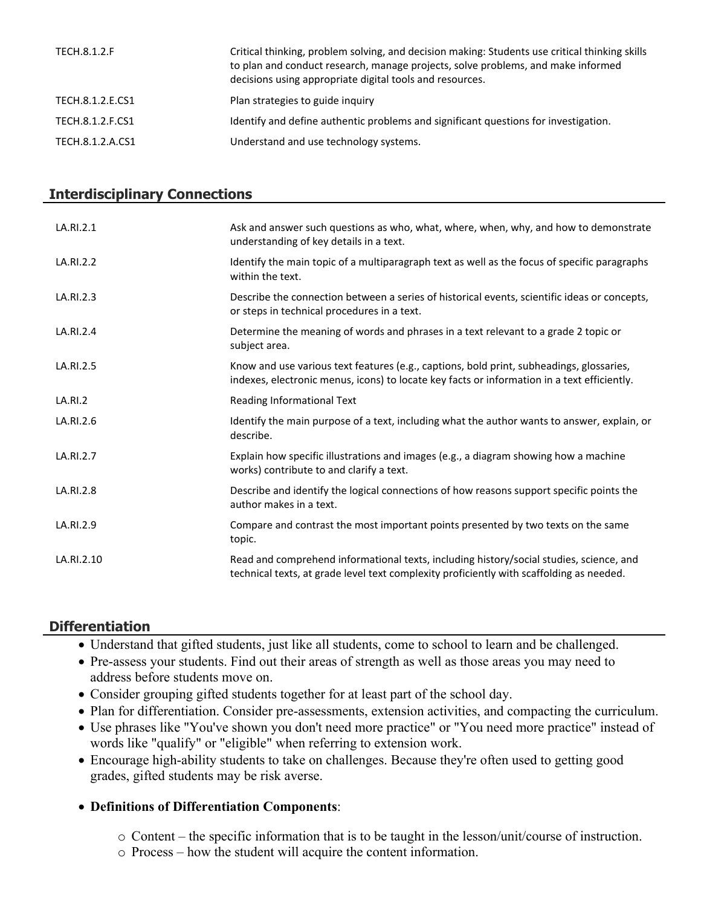| | |
|---|---|
| TECH.8.1.2.F | Critical thinking, problem solving, and decision making: Students use critical thinking skills to plan and conduct research, manage projects, solve problems, and make informed decisions using appropriate digital tools and resources. |
| TECH.8.1.2.E.CS1 | Plan strategies to guide inquiry |
| TECH.8.1.2.F.CS1 | Identify and define authentic problems and significant questions for investigation. |
| TECH.8.1.2.A.CS1 | Understand and use technology systems. |

## Interdisciplinary Connections

| | |
|---|---|
| LA.RI.2.1 | Ask and answer such questions as who, what, where, when, why, and how to demonstrate understanding of key details in a text. |
| LA.RI.2.2 | Identify the main topic of a multiparagraph text as well as the focus of specific paragraphs within the text. |
| LA.RI.2.3 | Describe the connection between a series of historical events, scientific ideas or concepts, or steps in technical procedures in a text. |
| LA.RI.2.4 | Determine the meaning of words and phrases in a text relevant to a grade 2 topic or subject area. |
| LA.RI.2.5 | Know and use various text features (e.g., captions, bold print, subheadings, glossaries, indexes, electronic menus, icons) to locate key facts or information in a text efficiently. |
| LA.RI.2 | Reading Informational Text |
| LA.RI.2.6 | Identify the main purpose of a text, including what the author wants to answer, explain, or describe. |
| LA.RI.2.7 | Explain how specific illustrations and images (e.g., a diagram showing how a machine works) contribute to and clarify a text. |
| LA.RI.2.8 | Describe and identify the logical connections of how reasons support specific points the author makes in a text. |
| LA.RI.2.9 | Compare and contrast the most important points presented by two texts on the same topic. |
| LA.RI.2.10 | Read and comprehend informational texts, including history/social studies, science, and technical texts, at grade level text complexity proficiently with scaffolding as needed. |

## Differentiation

- Understand that gifted students, just like all students, come to school to learn and be challenged.
- Pre-assess your students. Find out their areas of strength as well as those areas you may need to address before students move on.
- Consider grouping gifted students together for at least part of the school day.
- Plan for differentiation. Consider pre-assessments, extension activities, and compacting the curriculum.
- Use phrases like "You've shown you don't need more practice" or "You need more practice" instead of words like "qualify" or "eligible" when referring to extension work.
- Encourage high-ability students to take on challenges. Because they're often used to getting good grades, gifted students may be risk averse.
- **Definitions of Differentiation Components**:
  - Content – the specific information that is to be taught in the lesson/unit/course of instruction.
  - Process – how the student will acquire the content information.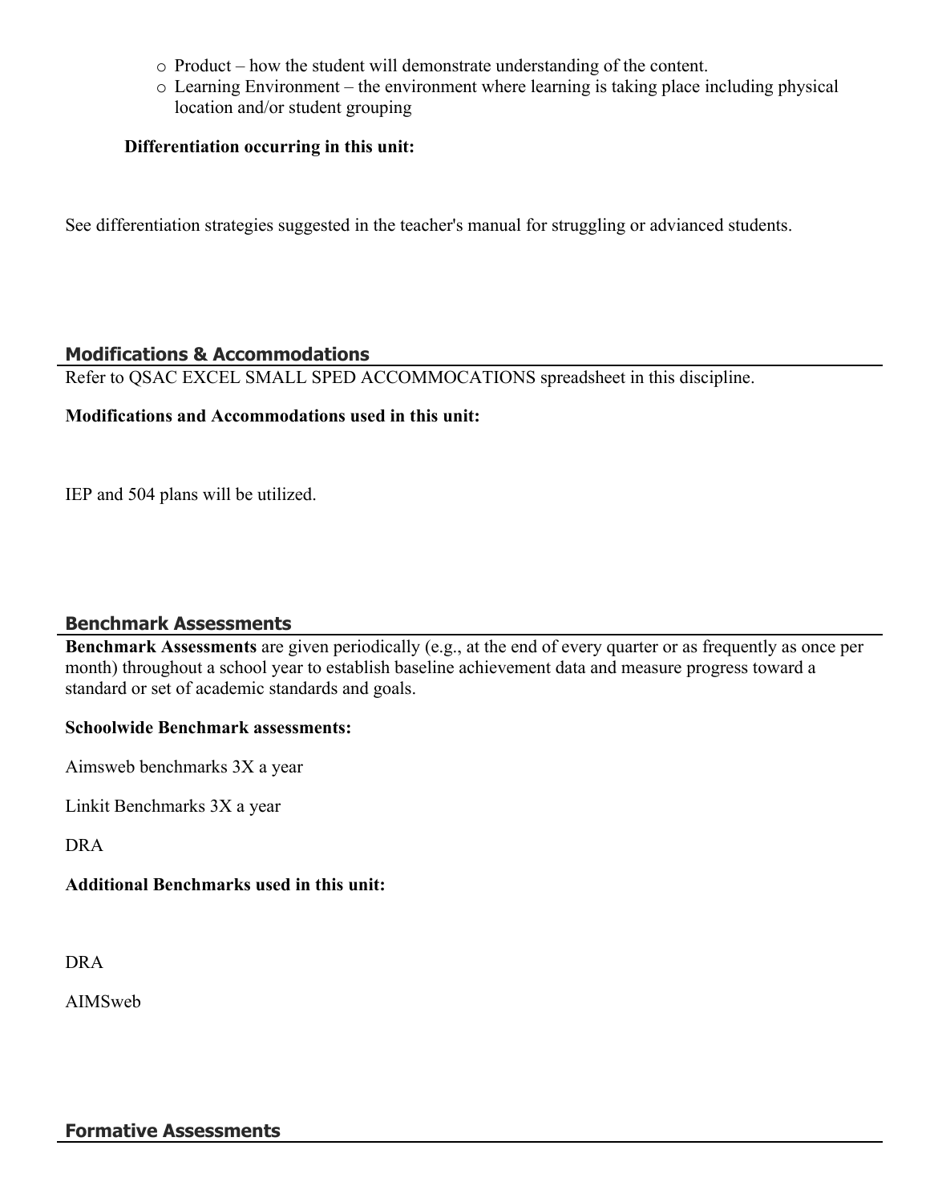- Product – how the student will demonstrate understanding of the content.
- Learning Environment – the environment where learning is taking place including physical location and/or student grouping

**Differentiation occurring in this unit:**

See differentiation strategies suggested in the teacher's manual for struggling or adviancced students.

## Modifications & Accommodations

Refer to QSAC EXCEL SMALL SPED ACCOMMOCATIONS spreadsheet in this discipline.

**Modifications and Accommodations used in this unit:**

IEP and 504 plans will be utilized.

## Benchmark Assessments

**Benchmark Assessments** are given periodically (e.g., at the end of every quarter or as frequently as once per month) throughout a school year to establish baseline achievement data and measure progress toward a standard or set of academic standards and goals.

**Schoolwide Benchmark assessments:**

Aimsweb benchmarks 3X a year

Linkit Benchmarks 3X a year

DRA

**Additional Benchmarks used in this unit:**

DRA

AIMSweb

## Formative Assessments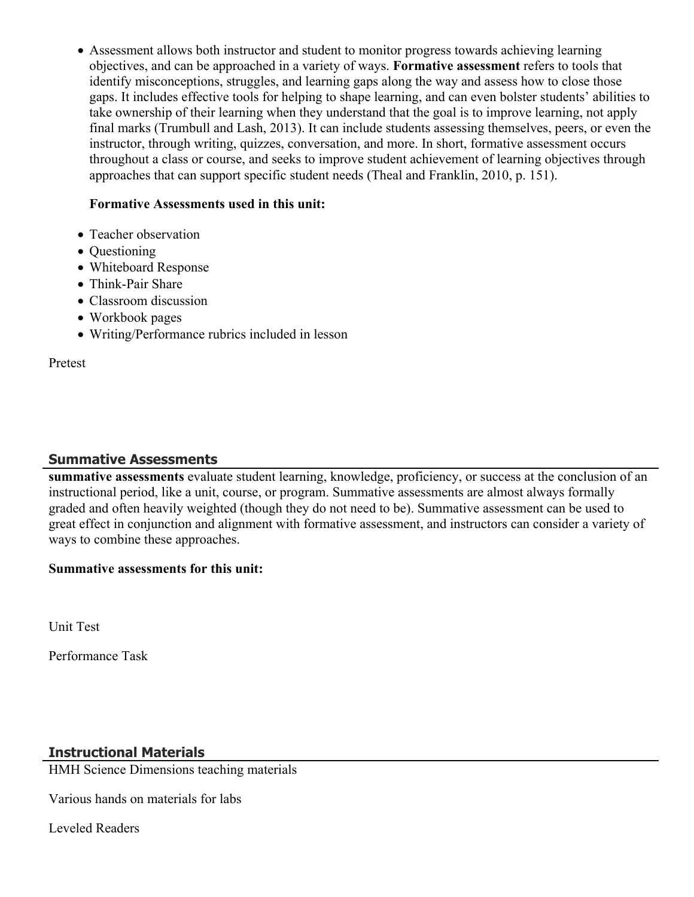- Assessment allows both instructor and student to monitor progress towards achieving learning objectives, and can be approached in a variety of ways. **Formative assessment** refers to tools that identify misconceptions, struggles, and learning gaps along the way and assess how to close those gaps. It includes effective tools for helping to shape learning, and can even bolster students' abilities to take ownership of their learning when they understand that the goal is to improve learning, not apply final marks (Trumbull and Lash, 2013). It can include students assessing themselves, peers, or even the instructor, through writing, quizzes, conversation, and more. In short, formative assessment occurs throughout a class or course, and seeks to improve student achievement of learning objectives through approaches that can support specific student needs (Theal and Franklin, 2010, p. 151).

  **Formative Assessments used in this unit:**

- Teacher observation
- Questioning
- Whiteboard Response
- Think-Pair Share
- Classroom discussion
- Workbook pages
- Writing/Performance rubrics included in lesson

Pretest

## Summative Assessments

**summative assessments** evaluate student learning, knowledge, proficiency, or success at the conclusion of an instructional period, like a unit, course, or program. Summative assessments are almost always formally graded and often heavily weighted (though they do not need to be). Summative assessment can be used to great effect in conjunction and alignment with formative assessment, and instructors can consider a variety of ways to combine these approaches.

**Summative assessments for this unit:**

Unit Test

Performance Task

## Instructional Materials

HMH Science Dimensions teaching materials

Various hands on materials for labs

Leveled Readers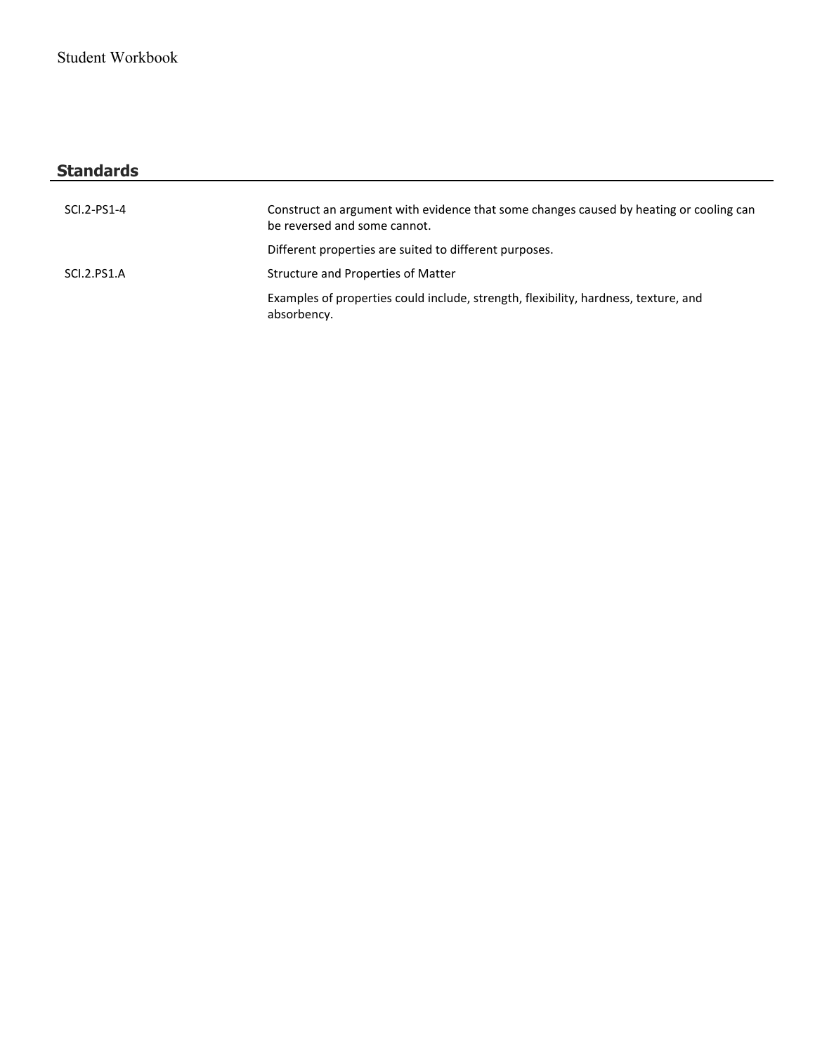## Standards

| | |
|---|---|
| SCI.2-PS1-4 | Construct an argument with evidence that some changes caused by heating or cooling can be reversed and some cannot. |
| | Different properties are suited to different purposes. |
| SCI.2.PS1.A | Structure and Properties of Matter |
| | Examples of properties could include, strength, flexibility, hardness, texture, and absorbency. |